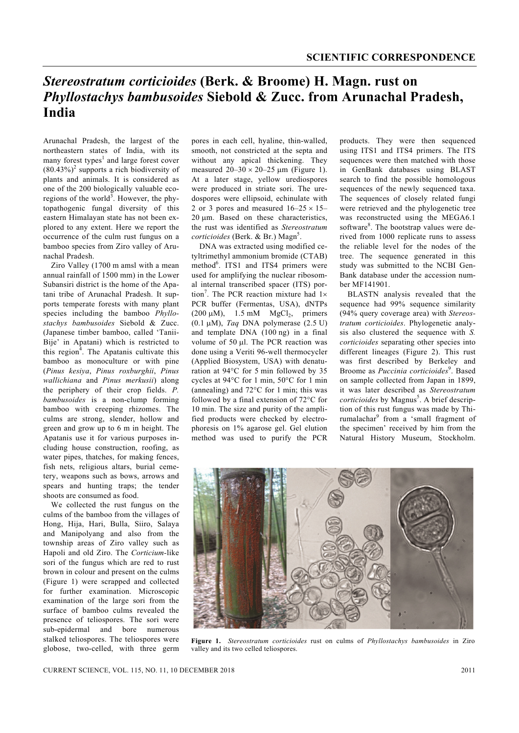# *Stereostratum corticioides* (Berk. & Broome) H. Magn. rust on *Phyllostachys bambusoides* Siebold & Zucc. from Arunachal Pradesh, India

Arunachal Pradesh, the largest of the northeastern states of India, with its many forest types[1] and large forest cover (80.43%)[2] supports a rich biodiversity of plants and animals. It is considered as one of the 200 biologically valuable ecoregions of the world[3]. However, the phytopathogenic fungal diversity of this eastern Himalayan state has not been explored to any extent. Here we report the occurrence of the culm rust fungus on a bamboo species from Ziro valley of Arunachal Pradesh.

Ziro Valley (1700 m amsl with a mean annual rainfall of 1500 mm) in the Lower Subansiri district is the home of the Apatani tribe of Arunachal Pradesh. It supports temperate forests with many plant species including the bamboo *Phyllostachys bambusoides* Siebold & Zucc. (Japanese timber bamboo, called 'Tanii-Bije' in Apatani) which is restricted to this region[4]. The Apatanis cultivate this bamboo as monoculture or with pine (*Pinus kesiya*, *Pinus roxburghii*, *Pinus wallichiana* and *Pinus merkusii*) along the periphery of their crop fields. *P. bambusoides* is a non-clump forming bamboo with creeping rhizomes. The culms are strong, slender, hollow and green and grow up to 6 m in height. The Apatanis use it for various purposes including house construction, roofing, as water pipes, thatches, for making fences, fish nets, religious altars, burial cemetery, weapons such as bows, arrows and spears and hunting traps; the tender shoots are consumed as food.

We collected the rust fungus on the culms of the bamboo from the villages of Hong, Hija, Hari, Bulla, Siiro, Salaya and Manipolyang and also from the township areas of Ziro valley such as Hapoli and old Ziro. The *Corticium*-like sori of the fungus which are red to rust brown in colour and present on the culms (Figure 1) were scrapped and collected for further examination. Microscopic examination of the large sori from the surface of bamboo culms revealed the presence of teliospores. The sori were sub-epidermal and bore numerous stalked teliospores. The teliospores were globose, two-celled, with three germ pores in each cell, hyaline, thin-walled, smooth, not constricted at the septa and without any apical thickening. They measured $20–30 \times 20–25$ μm (Figure 1). At a later stage, yellow urediospores were produced in striate sori. The urediospores were ellipsoid, echinulate with 2 or 3 pores and measured $16–25 \times 15–20$ μm. Based on these characteristics, the rust was identified as *Stereostratum corticioides* (Berk. & Br.) Magn[5].

DNA was extracted using modified cetyltrimethyl ammonium bromide (CTAB) method[6]. ITS1 and ITS4 primers were used for amplifying the nuclear ribosomal internal transcribed spacer (ITS) portion[7]. The PCR reaction mixture had 1× PCR buffer (Fermentas, USA), dNTPs (200 μM), 1.5 mM $MgCl_2$, primers (0.1 μM), *Taq* DNA polymerase (2.5 U) and template DNA (100 ng) in a final volume of 50 μl. The PCR reaction was done using a Veriti 96-well thermocycler (Applied Biosystem, USA) with denaturation at 94°C for 5 min followed by 35 cycles at 94°C for 1 min, 50°C for 1 min (annealing) and 72°C for 1 min; this was followed by a final extension of 72°C for 10 min. The size and purity of the amplified products were checked by electrophoresis on 1% agarose gel. Gel elution method was used to purify the PCR products. They were then sequenced using ITS1 and ITS4 primers. The ITS sequences were then matched with those in GenBank databases using BLAST search to find the possible homologous sequences of the newly sequenced taxa. The sequences of closely related fungi were retrieved and the phylogenetic tree was reconstructed using the MEGA6.1 software[8]. The bootstrap values were derived from 1000 replicate runs to assess the reliable level for the nodes of the tree. The sequence generated in this study was submitted to the NCBI GenBank database under the accession number MF141901.

BLASTN analysis revealed that the sequence had 99% sequence similarity (94% query coverage area) with *Stereostratum corticioides*. Phylogenetic analysis also clustered the sequence with *S. corticioides* separating other species into different lineages (Figure 2). This rust was first described by Berkeley and Broome as *Puccinia corticioides*[9]. Based on sample collected from Japan in 1899, it was later described as *Stereostratum corticioides* by Magnus[5]. A brief description of this rust fungus was made by Thirumalachar[9] from a 'small fragment of the specimen' received by him from the Natural History Museum, Stockholm.

**Figure 1.** *Stereostratum corticioides* rust on culms of *Phyllostachys bambusoides* in Ziro valley and its two celled teliospores.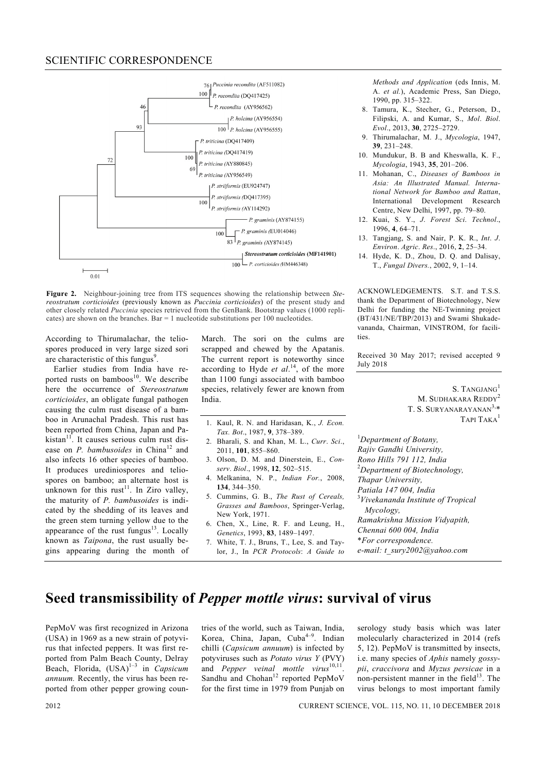Puccinia recondita (AF511082)

P. recondita (DQ417425)

P. recondita (AY956562)

P. holcina (AY956554)

P. holcina (AY956555)

P. triticina (DQ417409)

P. triticina (DQ417419)

P. triticina (AY880845)

P. triticina (AY956549)

P. striiformis (EU924747)

P. striiformis (DQ417395)

P. striiformis (AY114292)

P. graminis (AY874155)

P. graminis (EU014046)

P. graminis (AY874145)

Stereostratum corticioides (MF141901)

P. corticioides (HM446348)

76

100

46

100

93

100

69

72

100

100

83

100

0.01

**Figure 2.** Neighbour-joining tree from ITS sequences showing the relationship between *Stereostratum corticioides* (previously known as *Puccinia corticioides*) of the present study and other closely related *Puccinia* species retrieved from the GenBank. Bootstrap values (1000 replicates) are shown on the branches. Bar = 1 nucleotide substitutions per 100 nucleotides.

According to Thirumalachar, the teliospores produced in very large sized sori are characteristic of this fungus[9].

Earlier studies from India have reported rusts on bamboos[10]. We describe here the occurrence of *Stereostratum corticioides*, an obligate fungal pathogen causing the culm rust disease of a bamboo in Arunachal Pradesh. This rust has been reported from China, Japan and Pakistan[11]. It causes serious culm rust disease on *P. bambusoides* in China[12] and also infects 16 other species of bamboo. It produces urediniospores and teliospores on bamboo; an alternate host is unknown for this rust[11]. In Ziro valley, the maturity of *P. bambusoides* is indicated by the shedding of its leaves and the green stem turning yellow due to the appearance of the rust fungus[13]. Locally known as *Taipona*, the rust usually begins appearing during the month of March. The sori on the culms are scrapped and chewed by the Apatanis. The current report is noteworthy since according to Hyde *et al*.[14], of the more than 1100 fungi associated with bamboo species, relatively fewer are known from India.

1. Kaul, R. N. and Haridasan, K., *J. Econ. Tax. Bot*., 1987, **9**, 378–389.
2. Bharali, S. and Khan, M. L., *Curr*. *Sci*., 2011, **101**, 855–860.
3. Olson, D. M. and Dinerstein, E., *Conserv*. *Biol*., 1998, **12**, 502–515.
4. Melkanina, N. P., *Indian For.*, 2008, **134**, 344–350.
5. Cummins, G. B., *The Rust of Cereals, Grasses and Bamboos*, Springer-Verlag, New York, 1971.
6. Chen, X., Line, R. F. and Leung, H., *Genetics*, 1993, **83**, 1489–1497.
7. White, T. J., Bruns, T., Lee, S. and Taylor, J., In *PCR Protocols*: *A Guide to Methods and Application* (eds Innis, M. A. *et al.*), Academic Press, San Diego, 1990, pp. 315–322.
8. Tamura, K., Stecher, G., Peterson, D., Filipski, A. and Kumar, S., *Mol. Biol. Evol*., 2013, **30**, 2725–2729.
9. Thirumalachar, M. J., *Mycologia*, 1947, **39**, 231–248.
10. Mundukur, B. B and Kheswalla, K. F., *Mycologia*, 1943, **35**, 201–206.
11. Mohanan, C., *Diseases of Bamboos in Asia: An Illustrated Manual. International Network for Bamboo and Rattan*, International Development Research Centre, New Delhi, 1997, pp. 79–80.
12. Kuai, S. Y., *J. Forest Sci. Technol*., 1996, **4**, 64–71.
13. Tangjang, S. and Nair, P. K. R., *Int*. *J*. *Environ*. *Agric*. *Res*., 2016, **2**, 25–34.
14. Hyde, K. D., Zhou, D. Q. and Dalisay, T., *Fungal Divers.*, 2002, 9, 1–14.

ACKNOWLEDGEMENTS. S.T. and T.S.S. thank the Department of Biotechnology, New Delhi for funding the NE-Twinning project (BT/431/NE/TBP/2013) and Swami Shukadevananda, Chairman, VINSTROM, for facilities.

Received 30 May 2017; revised accepted 9 July 2018

S. TANGJANG[1]
M. SUDHAKARA REDDY[2]
T. S. SURYANARAYANAN[3,*]
TAPI TAKA[1]

[1]*Department of Botany, Rajiv Gandhi University, Rono Hills 791 112, India*
[2]*Department of Biotechnology, Thapar University, Patiala 147 004, India*
[3]*Vivekananda Institute of Tropical Mycology, Ramakrishna Mission Vidyapith, Chennai 600 004, India*
*\*For correspondence.*
*e-mail: t_sury2002@yahoo.com*

# Seed transmissibility of *Pepper mottle virus*: survival of virus

PepMoV was first recognized in Arizona (USA) in 1969 as a new strain of potyvirus that infected peppers. It was first reported from Palm Beach County, Delray Beach, Florida, (USA)[1–3] in *Capsicum annuum.* Recently, the virus has been reported from other pepper growing countries of the world, such as Taiwan, India, Korea, China, Japan, Cuba[4–9]. Indian chilli (*Capsicum annuum*) is infected by potyviruses such as *Potato virus Y* (PVY) and *Pepper veinal mottle virus*[10,11]. Sandhu and Chohan[12] reported PepMoV for the first time in 1979 from Punjab on serology study basis which was later molecularly characterized in 2014 (refs 5, 12). PepMoV is transmitted by insects, i.e. many species of *Aphis* namely *gossypii*, *craccivora* and *Myzus persicae* in a non-persistent manner in the field[13]. The virus belongs to most important family